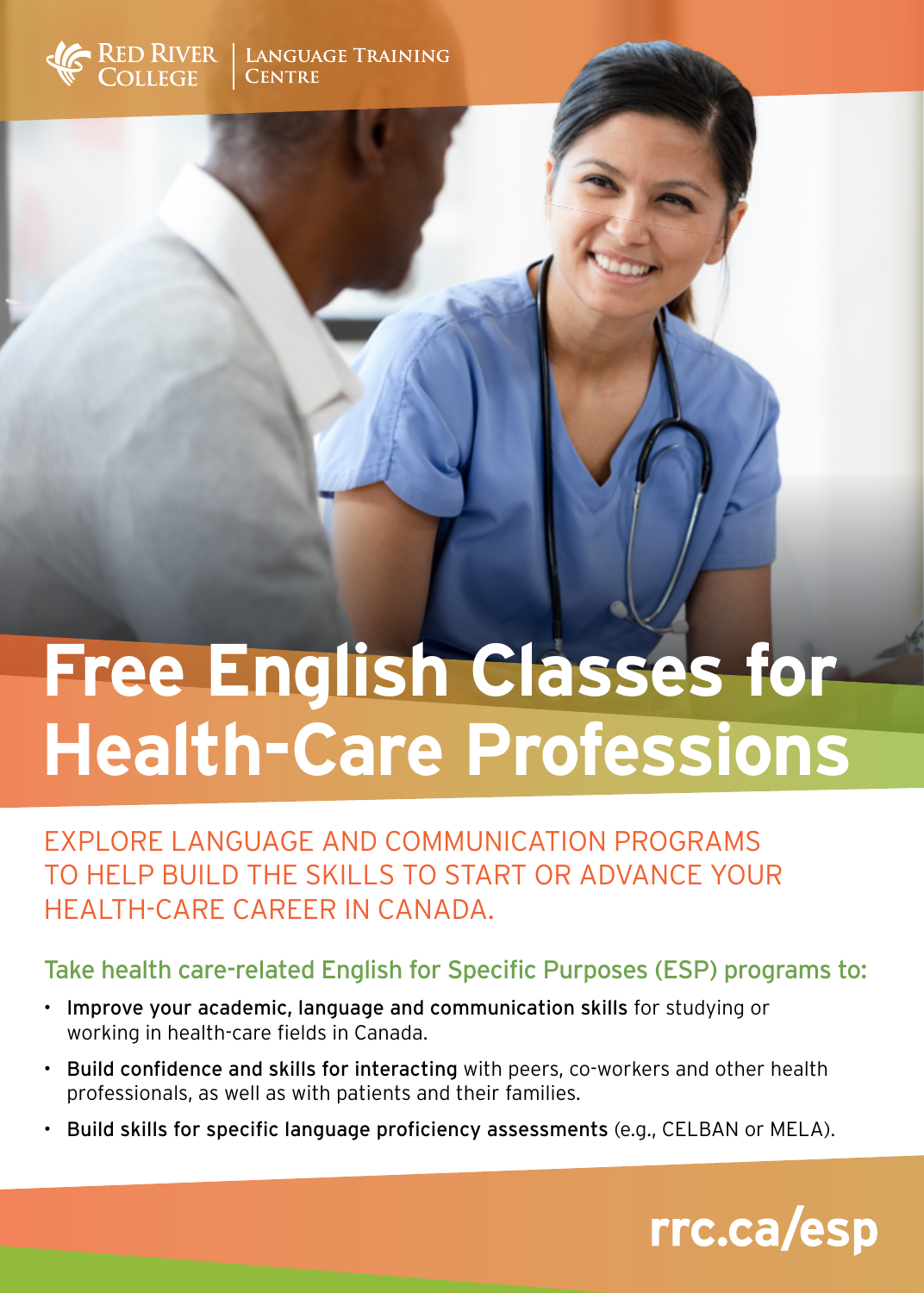Red River College | Language Training Centre

# Free English Classes for Health-Care Professions

EXPLORE LANGUAGE AND COMMUNICATION PROGRAMS TO HELP BUILD THE SKILLS TO START OR ADVANCE YOUR HEALTH-CARE CAREER IN CANADA.

## Take health care-related English for Specific Purposes (ESP) programs to:

- **Improve your academic, language and communication skills** for studying or working in health-care fields in Canada.
- **Build confidence and skills for interacting** with peers, co-workers and other health professionals, as well as with patients and their families.
- **Build skills for specific language proficiency assessments** (e.g., CELBAN or MELA).

**rrc.ca/esp**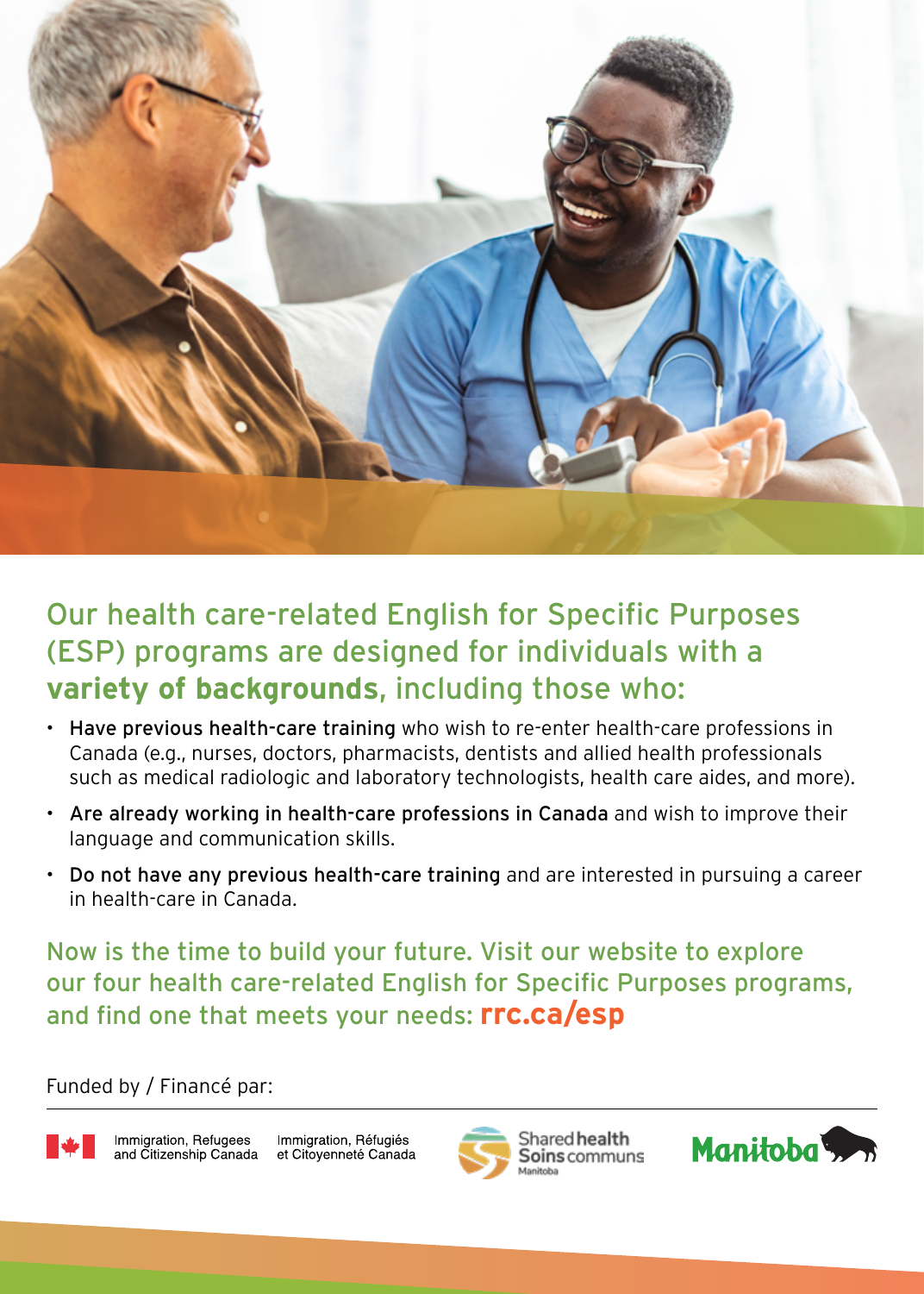## Our health care-related English for Specific Purposes (ESP) programs are designed for individuals with a **variety of backgrounds**, including those who:

- **Have previous health-care training** who wish to re-enter health-care professions in Canada (e.g., nurses, doctors, pharmacists, dentists and allied health professionals such as medical radiologic and laboratory technologists, health care aides, and more).
- **Are already working in health-care professions in Canada** and wish to improve their language and communication skills.
- **Do not have any previous health-care training** and are interested in pursuing a career in health-care in Canada.

Now is the time to build your future. Visit our website to explore our four health care-related English for Specific Purposes programs, and find one that meets your needs: **rrc.ca/esp**

Funded by / Financé par:

Immigration, Refugees and Citizenship Canada | Immigration, Réfugiés et Citoyenneté Canada

Shared health | Soins communs | Manitoba

Manitoba